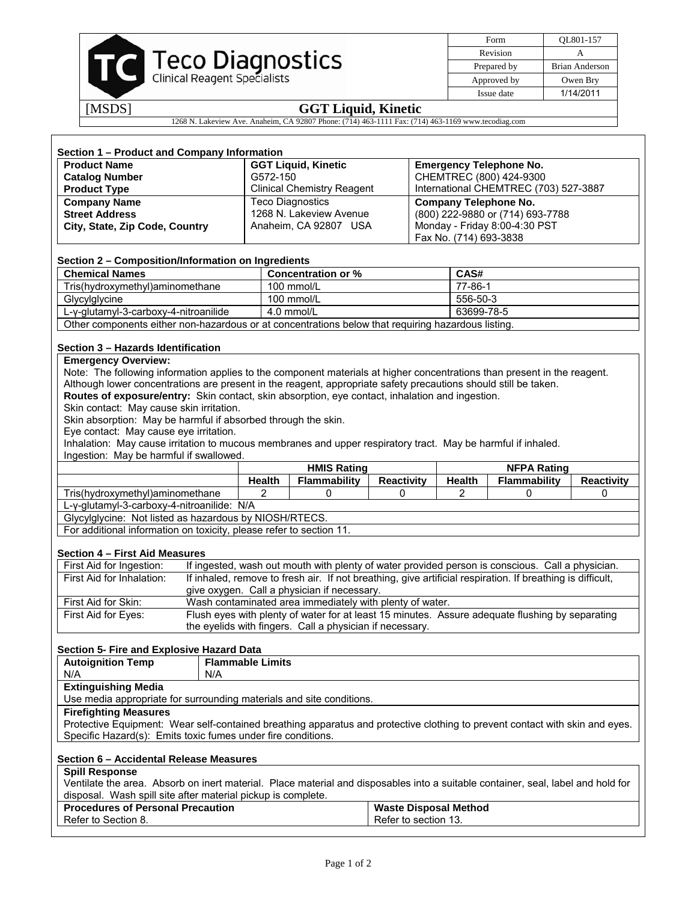Teco Diagnostics
Clinical Reagent Specialists

| Form | QL801-157 |
| --- | --- |
| Revision | A |
| Prepared by | Brian Anderson |
| Approved by | Owen Bry |
| Issue date | 1/14/2011 |

[MSDS] **GGT Liquid, Kinetic**

1268 N. Lakeview Ave. Anaheim, CA 92807 Phone: (714) 463-1111 Fax: (714) 463-1169 www.tecodiag.com

### Section 1 – Product and Company Information

| | | |
| --- | --- | --- |
| **Product Name** | **GGT Liquid, Kinetic** | **Emergency Telephone No.** |
| **Catalog Number** | G572-150 | CHEMTREC (800) 424-9300 |
| **Product Type** | Clinical Chemistry Reagent | International CHEMTREC (703) 527-3887 |
| **Company Name** | Teco Diagnostics | **Company Telephone No.** |
| **Street Address** | 1268 N. Lakeview Avenue | (800) 222-9880 or (714) 693-7788 |
| **City, State, Zip Code, Country** | Anaheim, CA 92807 USA | Monday - Friday 8:00-4:30 PST |
| | | Fax No. (714) 693-3838 |

### Section 2 – Composition/Information on Ingredients

| Chemical Names | Concentration or % | CAS# |
| --- | --- | --- |
| Tris(hydroxymethyl)aminomethane | 100 mmol/L | 77-86-1 |
| Glycylglycine | 100 mmol/L | 556-50-3 |
| L-γ-glutamyl-3-carboxy-4-nitroanilide | 4.0 mmol/L | 63699-78-5 |
| Other components either non-hazardous or at concentrations below that requiring hazardous listing. | | |

### Section 3 – Hazards Identification

**Emergency Overview:**

Note: The following information applies to the component materials at higher concentrations than present in the reagent. Although lower concentrations are present in the reagent, appropriate safety precautions should still be taken.

**Routes of exposure/entry:** Skin contact, skin absorption, eye contact, inhalation and ingestion.

Skin contact: May cause skin irritation.

Skin absorption: May be harmful if absorbed through the skin.

Eye contact: May cause eye irritation.

Inhalation: May cause irritation to mucous membranes and upper respiratory tract. May be harmful if inhaled.

Ingestion: May be harmful if swallowed.

| | HMIS Rating | | | NFPA Rating | | |
| --- | --- | --- | --- | --- | --- | --- |
| | **Health** | **Flammability** | **Reactivity** | **Health** | **Flammability** | **Reactivity** |
| Tris(hydroxymethyl)aminomethane | 2 | 0 | 0 | 2 | 0 | 0 |
| L-γ-glutamyl-3-carboxy-4-nitroanilide: N/A | | | | | | |
| Glycylglycine: Not listed as hazardous by NIOSH/RTECS. | | | | | | |
| For additional information on toxicity, please refer to section 11. | | | | | | |

### Section 4 – First Aid Measures

| | |
| --- | --- |
| First Aid for Ingestion: | If ingested, wash out mouth with plenty of water provided person is conscious. Call a physician. |
| First Aid for Inhalation: | If inhaled, remove to fresh air. If not breathing, give artificial respiration. If breathing is difficult, give oxygen. Call a physician if necessary. |
| First Aid for Skin: | Wash contaminated area immediately with plenty of water. |
| First Aid for Eyes: | Flush eyes with plenty of water for at least 15 minutes. Assure adequate flushing by separating the eyelids with fingers. Call a physician if necessary. |

### Section 5- Fire and Explosive Hazard Data

| **Autoignition Temp** | **Flammable Limits** |
| --- | --- |
| N/A | N/A |

**Extinguishing Media**

Use media appropriate for surrounding materials and site conditions.

**Firefighting Measures**

Protective Equipment: Wear self-contained breathing apparatus and protective clothing to prevent contact with skin and eyes.
Specific Hazard(s): Emits toxic fumes under fire conditions.

### Section 6 – Accidental Release Measures

**Spill Response**

Ventilate the area. Absorb on inert material. Place material and disposables into a suitable container, seal, label and hold for disposal. Wash spill site after material pickup is complete.

| **Procedures of Personal Precaution** | **Waste Disposal Method** |
| --- | --- |
| Refer to Section 8. | Refer to section 13. |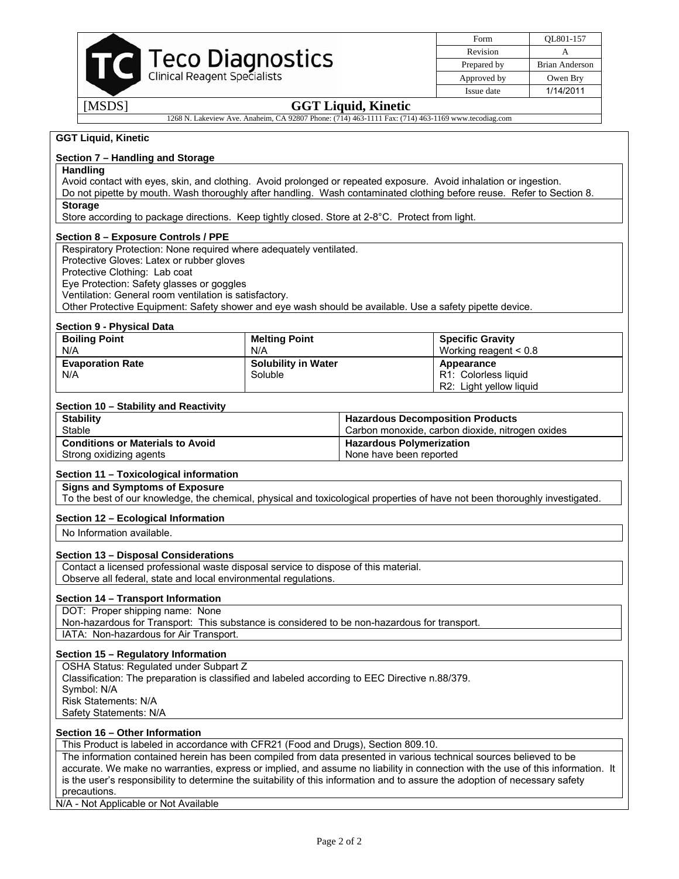| Form | QL801-157 |
|---|---|
| Revision | A |
| Prepared by | Brian Anderson |
| Approved by | Owen Bry |
| Issue date | 1/14/2011 |

Teco Diagnostics
Clinical Reagent Specialists

[MSDS] **GGT Liquid, Kinetic**

1268 N. Lakeview Ave. Anaheim, CA 92807 Phone: (714) 463-1111 Fax: (714) 463-1169 www.tecodiag.com

**GGT Liquid, Kinetic**

### Section 7 – Handling and Storage

**Handling**

Avoid contact with eyes, skin, and clothing. Avoid prolonged or repeated exposure. Avoid inhalation or ingestion.
Do not pipette by mouth. Wash thoroughly after handling. Wash contaminated clothing before reuse. Refer to Section 8.

**Storage**

Store according to package directions. Keep tightly closed. Store at 2-8°C. Protect from light.

### Section 8 – Exposure Controls / PPE

Respiratory Protection: None required where adequately ventilated.
Protective Gloves: Latex or rubber gloves
Protective Clothing: Lab coat
Eye Protection: Safety glasses or goggles
Ventilation: General room ventilation is satisfactory.
Other Protective Equipment: Safety shower and eye wash should be available. Use a safety pipette device.

### Section 9 - Physical Data

| **Boiling Point** | **Melting Point** | **Specific Gravity** |
|---|---|---|
| N/A | N/A | Working reagent < 0.8 |
| **Evaporation Rate** | **Solubility in Water** | **Appearance** |
| N/A | Soluble | R1: Colorless liquid<br>R2: Light yellow liquid |

### Section 10 – Stability and Reactivity

| **Stability** | **Hazardous Decomposition Products** |
|---|---|
| Stable | Carbon monoxide, carbon dioxide, nitrogen oxides |
| **Conditions or Materials to Avoid** | **Hazardous Polymerization** |
| Strong oxidizing agents | None have been reported |

### Section 11 – Toxicological information

**Signs and Symptoms of Exposure**

To the best of our knowledge, the chemical, physical and toxicological properties of have not been thoroughly investigated.

### Section 12 – Ecological Information

No Information available.

### Section 13 – Disposal Considerations

Contact a licensed professional waste disposal service to dispose of this material.
Observe all federal, state and local environmental regulations.

### Section 14 – Transport Information

DOT: Proper shipping name: None
Non-hazardous for Transport: This substance is considered to be non-hazardous for transport.
IATA: Non-hazardous for Air Transport.

### Section 15 – Regulatory Information

OSHA Status: Regulated under Subpart Z
Classification: The preparation is classified and labeled according to EEC Directive n.88/379.
Symbol: N/A
Risk Statements: N/A
Safety Statements: N/A

### Section 16 – Other Information

This Product is labeled in accordance with CFR21 (Food and Drugs), Section 809.10.

The information contained herein has been compiled from data presented in various technical sources believed to be accurate. We make no warranties, express or implied, and assume no liability in connection with the use of this information. It is the user's responsibility to determine the suitability of this information and to assure the adoption of necessary safety precautions.

N/A - Not Applicable or Not Available